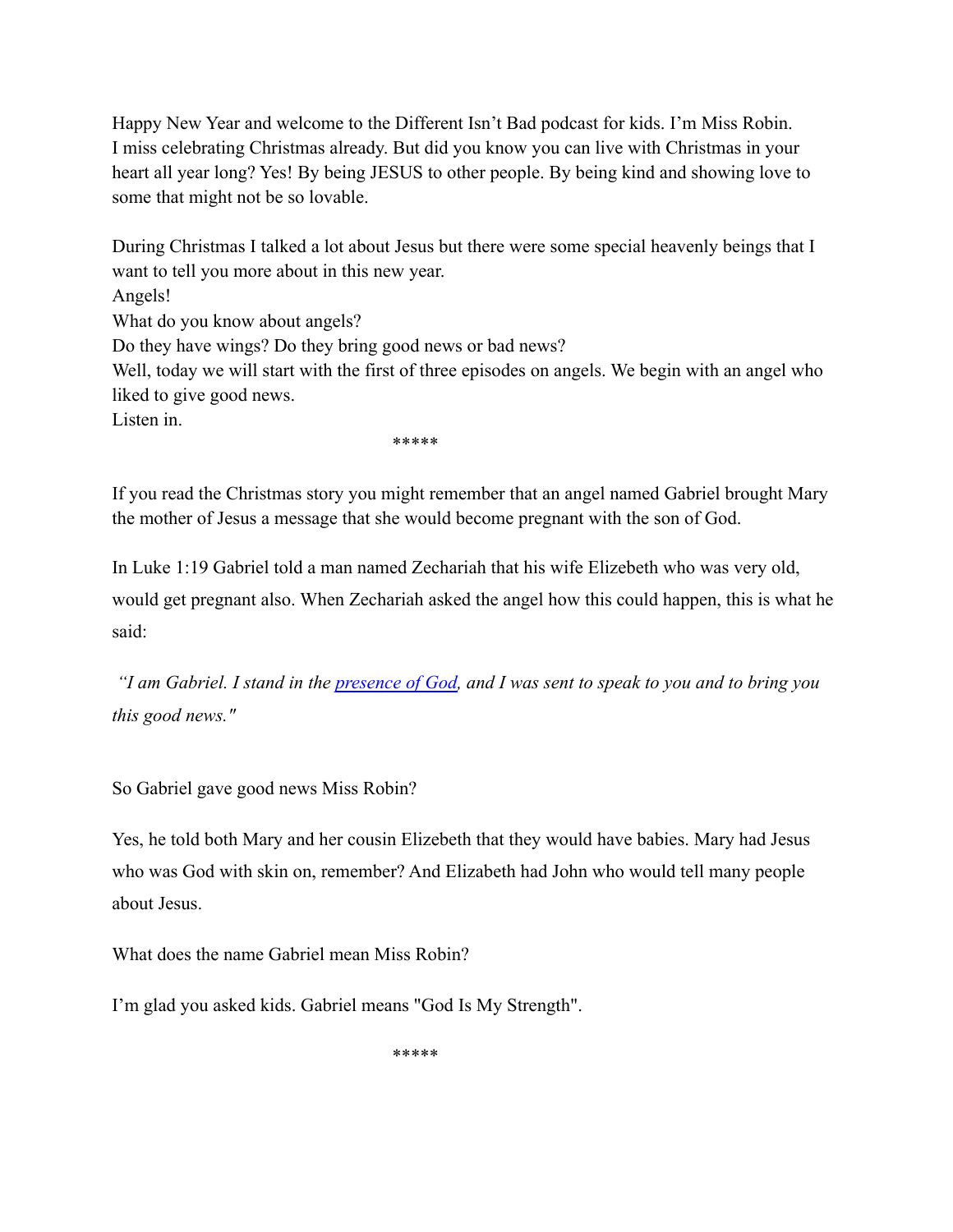Happy New Year and welcome to the Different Isn't Bad podcast for kids. I'm Miss Robin.
I miss celebrating Christmas already. But did you know you can live with Christmas in your heart all year long? Yes! By being JESUS to other people. By being kind and showing love to some that might not be so lovable.

During Christmas I talked a lot about Jesus but there were some special heavenly beings that I want to tell you more about in this new year.
Angels!
What do you know about angels?
Do they have wings? Do they bring good news or bad news?
Well, today we will start with the first of three episodes on angels. We begin with an angel who liked to give good news.
Listen in.

*****

If you read the Christmas story you might remember that an angel named Gabriel brought Mary the mother of Jesus a message that she would become pregnant with the son of God.

In Luke 1:19 Gabriel told a man named Zechariah that his wife Elizebeth who was very old, would get pregnant also. When Zechariah asked the angel how this could happen, this is what he said:

*"I am Gabriel. I stand in the presence of God, and I was sent to speak to you and to bring you this good news."*

So Gabriel gave good news Miss Robin?

Yes, he told both Mary and her cousin Elizebeth that they would have babies. Mary had Jesus who was God with skin on, remember? And Elizabeth had John who would tell many people about Jesus.

What does the name Gabriel mean Miss Robin?

I'm glad you asked kids. Gabriel means "God Is My Strength".

*****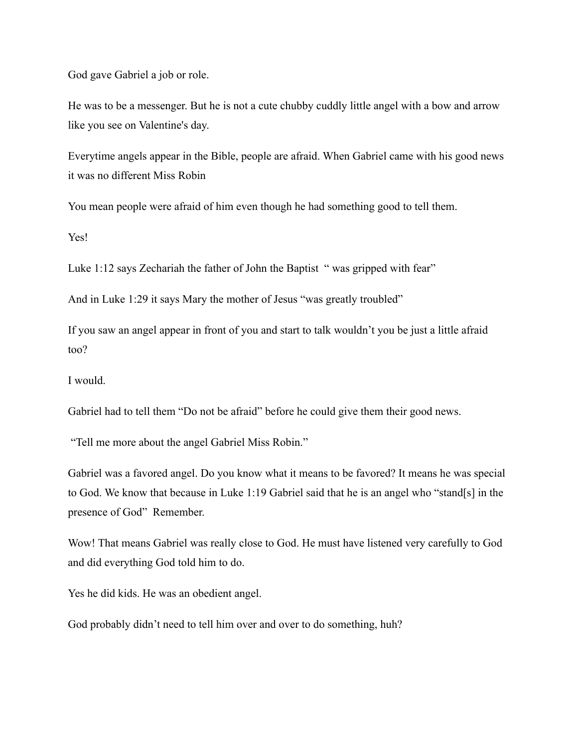God gave Gabriel a job or role.

He was to be a messenger. But he is not a cute chubby cuddly little angel with a bow and arrow like you see on Valentine's day.

Everytime angels appear in the Bible, people are afraid. When Gabriel came with his good news it was no different Miss Robin

You mean people were afraid of him even though he had something good to tell them.

Yes!

Luke 1:12 says Zechariah the father of John the Baptist " was gripped with fear"

And in Luke 1:29 it says Mary the mother of Jesus "was greatly troubled"

If you saw an angel appear in front of you and start to talk wouldn't you be just a little afraid too?

I would.

Gabriel had to tell them "Do not be afraid" before he could give them their good news.

"Tell me more about the angel Gabriel Miss Robin."

Gabriel was a favored angel. Do you know what it means to be favored? It means he was special to God. We know that because in Luke 1:19 Gabriel said that he is an angel who "stand[s] in the presence of God" Remember.

Wow! That means Gabriel was really close to God. He must have listened very carefully to God and did everything God told him to do.

Yes he did kids. He was an obedient angel.

God probably didn't need to tell him over and over to do something, huh?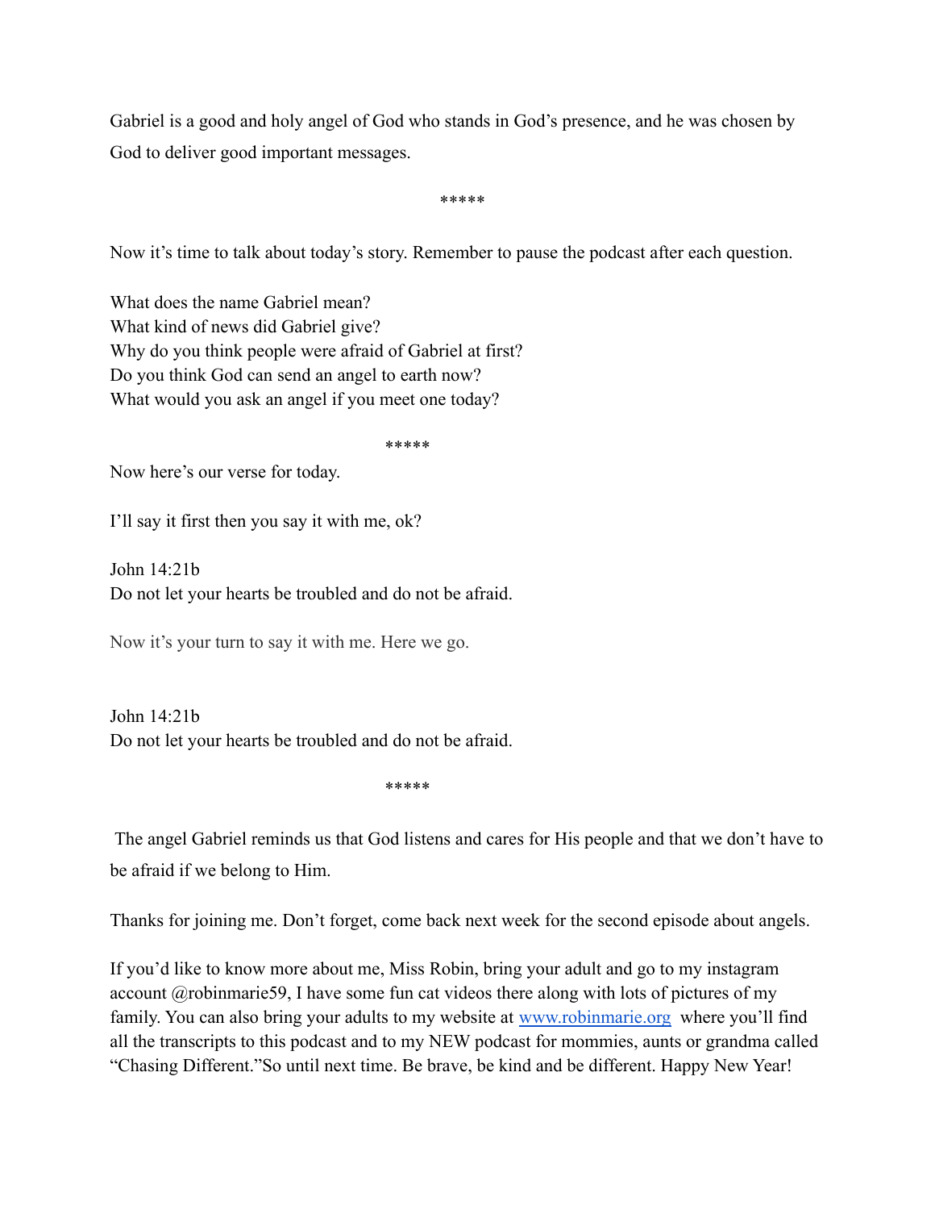Gabriel is a good and holy angel of God who stands in God's presence, and he was chosen by God to deliver good important messages.

*****

Now it's time to talk about today's story. Remember to pause the podcast after each question.

What does the name Gabriel mean?
What kind of news did Gabriel give?
Why do you think people were afraid of Gabriel at first?
Do you think God can send an angel to earth now?
What would you ask an angel if you meet one today?

*****

Now here's our verse for today.

I'll say it first then you say it with me, ok?

John 14:21b
Do not let your hearts be troubled and do not be afraid.

Now it's your turn to say it with me. Here we go.

John 14:21b
Do not let your hearts be troubled and do not be afraid.

*****

The angel Gabriel reminds us that God listens and cares for His people and that we don't have to be afraid if we belong to Him.

Thanks for joining me. Don't forget, come back next week for the second episode about angels.

If you'd like to know more about me, Miss Robin, bring your adult and go to my instagram account @robinmarie59, I have some fun cat videos there along with lots of pictures of my family. You can also bring your adults to my website at [www.robinmarie.org](http://www.robinmarie.org) where you'll find all the transcripts to this podcast and to my NEW podcast for mommies, aunts or grandma called "Chasing Different."So until next time. Be brave, be kind and be different. Happy New Year!